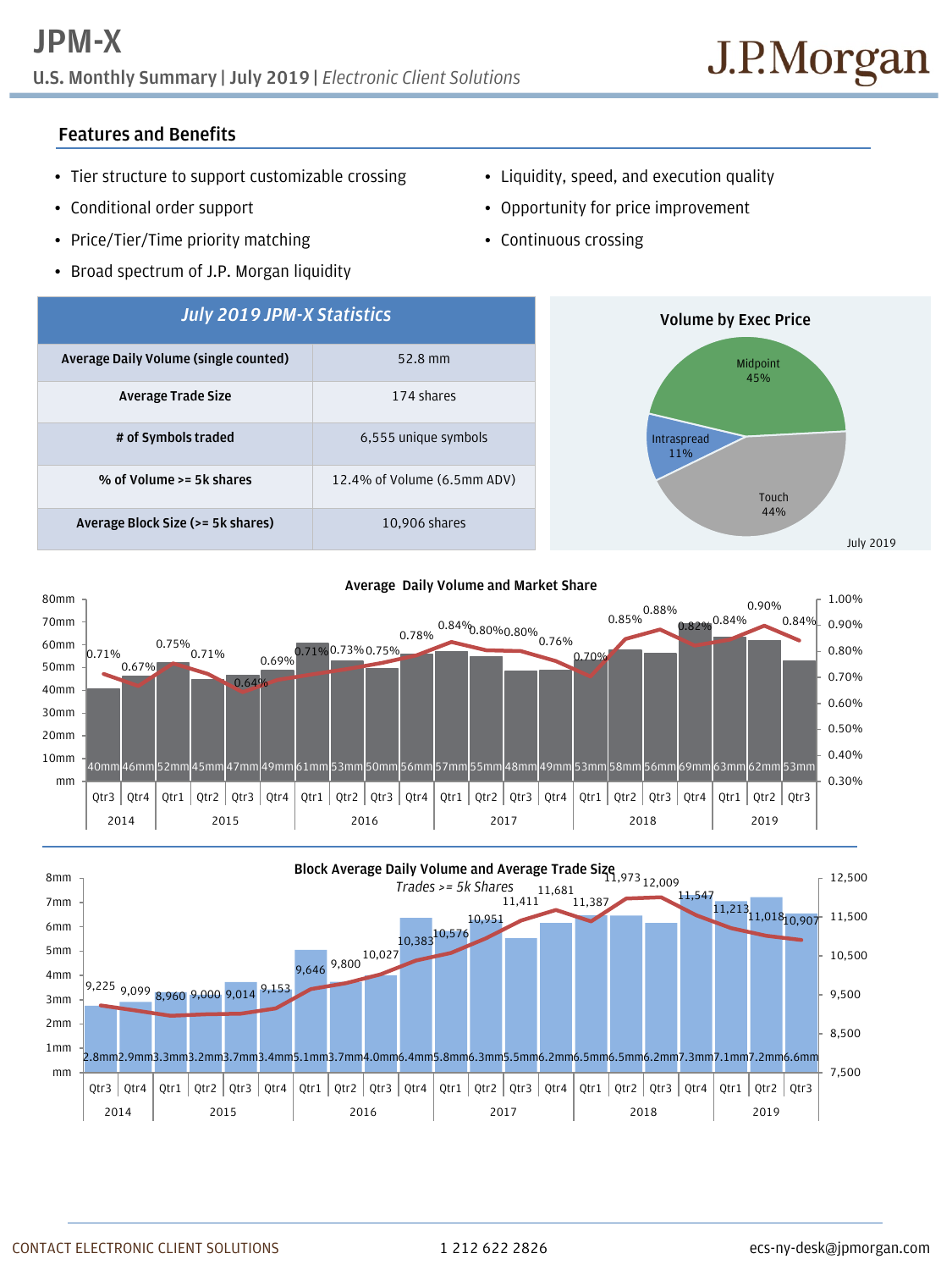# JPM-X

**U.S. Monthly Summary | July 2019 |** *Electronic Client Solutions*

J.P.Morgan

## Features and Benefits

- Tier structure to support customizable crossing
- Conditional order support
- Price/Tier/Time priority matching
- Broad spectrum of J.P. Morgan liquidity
- Liquidity, speed, and execution quality
- Opportunity for price improvement
- Continuous crossing

| *July 2019 JPM-X Statistics* | |
|---|---|
| **Average Daily Volume (single counted)** | 52.8 mm |
| **Average Trade Size** | 174 shares |
| **# of Symbols traded** | 6,555 unique symbols |
| **% of Volume >= 5k shares** | 12.4% of Volume (6.5mm ADV) |
| **Average Block Size (>= 5k shares)** | 10,906 shares |

**Volume by Exec Price**

| Exec Price | Share |
|---|---|
| Midpoint | 45% |
| Intraspread | 11% |
| Touch | 44% |

July 2019

**Average Daily Volume and Market Share**

| Year | Quarter | ADV | Market Share |
|---|---|---|---|
| 2014 | Qtr3 | 40mm | 0.71% |
| 2014 | Qtr4 | 46mm | 0.67% |
| 2015 | Qtr1 | 52mm | 0.75% |
| 2015 | Qtr2 | 45mm | 0.71% |
| 2015 | Qtr3 | 47mm | 0.64% |
| 2015 | Qtr4 | 49mm | 0.69% |
| 2016 | Qtr1 | 61mm | 0.71% |
| 2016 | Qtr2 | 53mm | 0.73% |
| 2016 | Qtr3 | 50mm | 0.75% |
| 2016 | Qtr4 | 56mm | 0.78% |
| 2017 | Qtr1 | 57mm | 0.84% |
| 2017 | Qtr2 | 55mm | 0.80% |
| 2017 | Qtr3 | 48mm | 0.80% |
| 2017 | Qtr4 | 49mm | 0.76% |
| 2018 | Qtr1 | 53mm | 0.70% |
| 2018 | Qtr2 | 58mm | 0.85% |
| 2018 | Qtr3 | 56mm | 0.88% |
| 2018 | Qtr4 | 69mm | 0.82% |
| 2019 | Qtr1 | 63mm | 0.84% |
| 2019 | Qtr2 | 62mm | 0.90% |
| 2019 | Qtr3 | 53mm | 0.84% |

**Block Average Daily Volume and Average Trade Size**

*Trades >= 5k Shares*

| Year | Quarter | Block ADV | Average Trade Size |
|---|---|---|---|
| 2014 | Qtr3 | 2.8mm | 9,225 |
| 2014 | Qtr4 | 2.9mm | 9,099 |
| 2015 | Qtr1 | 3.3mm | 8,960 |
| 2015 | Qtr2 | 3.2mm | 9,000 |
| 2015 | Qtr3 | 3.7mm | 9,014 |
| 2015 | Qtr4 | 3.4mm | 9,153 |
| 2016 | Qtr1 | 5.1mm | 9,646 |
| 2016 | Qtr2 | 3.7mm | 9,800 |
| 2016 | Qtr3 | 4.0mm | 10,027 |
| 2016 | Qtr4 | 6.4mm | 10,383 |
| 2017 | Qtr1 | 5.8mm | 10,576 |
| 2017 | Qtr2 | 6.3mm | 10,951 |
| 2017 | Qtr3 | 5.5mm | 11,411 |
| 2017 | Qtr4 | 6.2mm | 11,681 |
| 2018 | Qtr1 | 6.5mm | 11,387 |
| 2018 | Qtr2 | 6.5mm | 11,973 |
| 2018 | Qtr3 | 6.2mm | 12,009 |
| 2018 | Qtr4 | 7.3mm | 11,547 |
| 2019 | Qtr1 | 7.1mm | 11,213 |
| 2019 | Qtr2 | 7.2mm | 11,018 |
| 2019 | Qtr3 | 6.6mm | 10,907 |

CONTACT ELECTRONIC CLIENT SOLUTIONS 1 212 622 2826 ecs-ny-desk@jpmorgan.com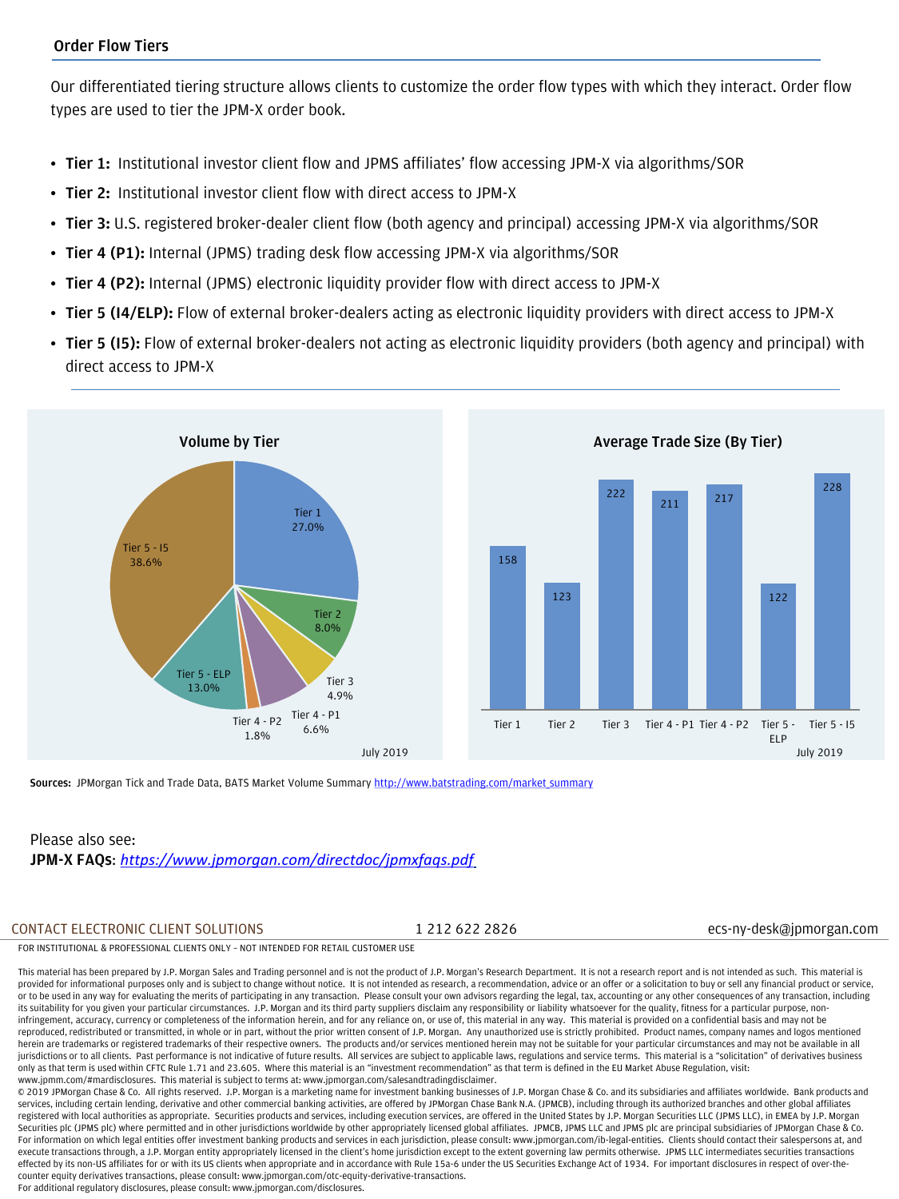## Order Flow Tiers

Our differentiated tiering structure allows clients to customize the order flow types with which they interact. Order flow types are used to tier the JPM-X order book.

- **Tier 1:** Institutional investor client flow and JPMS affiliates' flow accessing JPM-X via algorithms/SOR
- **Tier 2:** Institutional investor client flow with direct access to JPM-X
- **Tier 3:** U.S. registered broker-dealer client flow (both agency and principal) accessing JPM-X via algorithms/SOR
- **Tier 4 (P1):** Internal (JPMS) trading desk flow accessing JPM-X via algorithms/SOR
- **Tier 4 (P2):** Internal (JPMS) electronic liquidity provider flow with direct access to JPM-X
- **Tier 5 (I4/ELP):** Flow of external broker-dealers acting as electronic liquidity providers with direct access to JPM-X
- **Tier 5 (I5):** Flow of external broker-dealers not acting as electronic liquidity providers (both agency and principal) with direct access to JPM-X

**Volume by Tier**

Tier 1
27.0%
Tier 2
8.0%
Tier 3
4.9%
Tier 4 - P1
6.6%
Tier 4 - P2
1.8%
Tier 5 - ELP
13.0%
Tier 5 - I5
38.6%
July 2019

**Average Trade Size (By Tier)**

158
123
222
211
217
122
228
Tier 1
Tier 2
Tier 3
Tier 4 - P1
Tier 4 - P2
Tier 5 - ELP
Tier 5 - I5
July 2019

**Sources:** JPMorgan Tick and Trade Data, BATS Market Volume Summary http://www.batstrading.com/market_summary

Please also see:
**JPM-X FAQs**: *https://www.jpmorgan.com/directdoc/jpmxfaqs.pdf*

CONTACT ELECTRONIC CLIENT SOLUTIONS | 1 212 622 2826 | ecs-ny-desk@jpmorgan.com

FOR INSTITUTIONAL & PROFESSIONAL CLIENTS ONLY – NOT INTENDED FOR RETAIL CUSTOMER USE

This material has been prepared by J.P. Morgan Sales and Trading personnel and is not the product of J.P. Morgan's Research Department. It is not a research report and is not intended as such. This material is provided for informational purposes only and is subject to change without notice. It is not intended as research, a recommendation, advice or an offer or a solicitation to buy or sell any financial product or service, or to be used in any way for evaluating the merits of participating in any transaction. Please consult your own advisors regarding the legal, tax, accounting or any other consequences of any transaction, including its suitability for you given your particular circumstances. J.P. Morgan and its third party suppliers disclaim any responsibility or liability whatsoever for the quality, fitness for a particular purpose, non-infringement, accuracy, currency or completeness of the information herein, and for any reliance on, or use of, this material in any way. This material is provided on a confidential basis and may not be reproduced, redistributed or transmitted, in whole or in part, without the prior written consent of J.P. Morgan. Any unauthorized use is strictly prohibited. Product names, company names and logos mentioned herein are trademarks or registered trademarks of their respective owners. The products and/or services mentioned herein may not be suitable for your particular circumstances and may not be available in all jurisdictions or to all clients. Past performance is not indicative of future results. All services are subject to applicable laws, regulations and service terms. This material is a "solicitation" of derivatives business only as that term is used within CFTC Rule 1.71 and 23.605. Where this material is an "investment recommendation" as that term is defined in the EU Market Abuse Regulation, visit: www.jpmm.com/#mardisclosures. This material is subject to terms at: www.jpmorgan.com/salesandtradingdisclaimer.

© 2019 JPMorgan Chase & Co. All rights reserved. J.P. Morgan is a marketing name for investment banking businesses of J.P. Morgan Chase & Co. and its subsidiaries and affiliates worldwide. Bank products and services, including certain lending, derivative and other commercial banking activities, are offered by JPMorgan Chase Bank N.A. (JPMCB), including through its authorized branches and other global affiliates registered with local authorities as appropriate. Securities products and services, including execution services, are offered in the United States by J.P. Morgan Securities LLC (JPMS LLC), in EMEA by J.P. Morgan Securities plc (JPMS plc) where permitted and in other jurisdictions worldwide by other appropriately licensed global affiliates. JPMCB, JPMS LLC and JPMS plc are principal subsidiaries of JPMorgan Chase & Co. For information on which legal entities offer investment banking products and services in each jurisdiction, please consult: www.jpmorgan.com/ib-legal-entities. Clients should contact their salespersons at, and execute transactions through, a J.P. Morgan entity appropriately licensed in the client's home jurisdiction except to the extent governing law permits otherwise. JPMS LLC intermediates securities transactions effected by its non-US affiliates for or with its US clients when appropriate and in accordance with Rule 15a-6 under the US Securities Exchange Act of 1934. For important disclosures in respect of over-the-counter equity derivatives transactions, please consult: www.jpmorgan.com/otc-equity-derivative-transactions.
For additional regulatory disclosures, please consult: www.jpmorgan.com/disclosures.